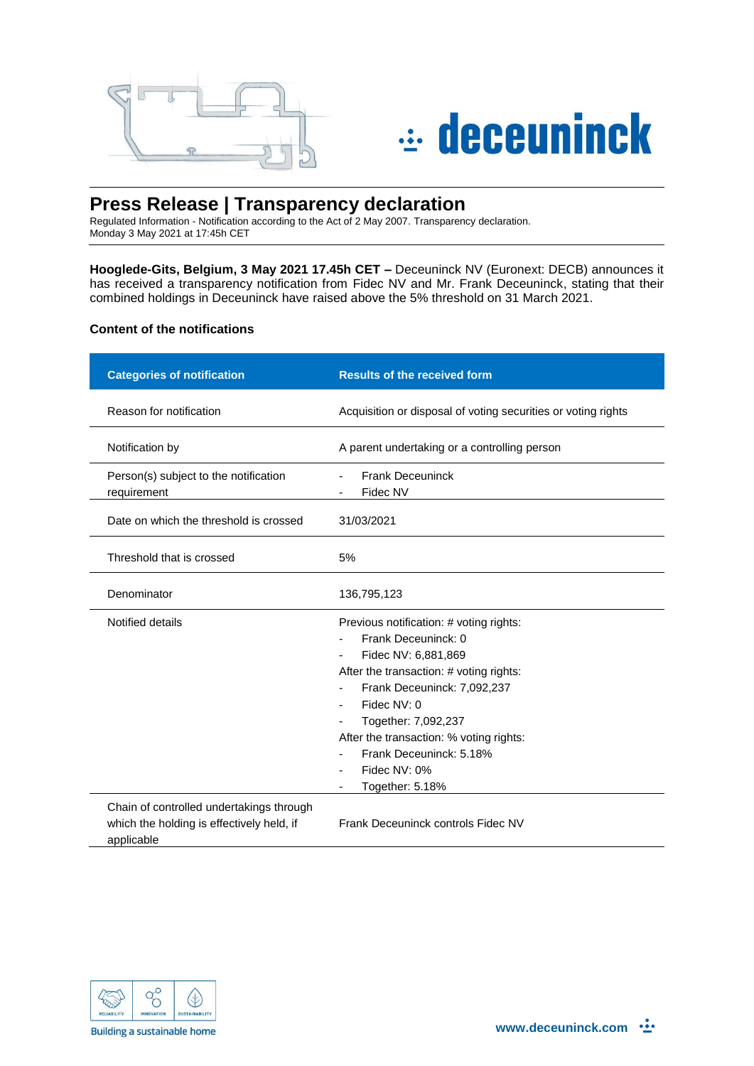# Press Release | Transparency declaration

Regulated Information - Notification according to the Act of 2 May 2007. Transparency declaration.
Monday 3 May 2021 at 17:45h CET

**Hooglede-Gits, Belgium, 3 May 2021 17.45h CET –** Deceuninck NV (Euronext: DECB) announces it has received a transparency notification from Fidec NV and Mr. Frank Deceuninck, stating that their combined holdings in Deceuninck have raised above the 5% threshold on 31 March 2021.

### Content of the notifications

| Categories of notification | Results of the received form |
|---|---|
| Reason for notification | Acquisition or disposal of voting securities or voting rights |
| Notification by | A parent undertaking or a controlling person |
| Person(s) subject to the notification requirement | - Frank Deceuninck<br>- Fidec NV |
| Date on which the threshold is crossed | 31/03/2021 |
| Threshold that is crossed | 5% |
| Denominator | 136,795,123 |
| Notified details | Previous notification: # voting rights:<br>- Frank Deceuninck: 0<br>- Fidec NV: 6,881,869<br>After the transaction: # voting rights:<br>- Frank Deceuninck: 7,092,237<br>- Fidec NV: 0<br>- Together: 7,092,237<br>After the transaction: % voting rights:<br>- Frank Deceuninck: 5.18%<br>- Fidec NV: 0%<br>- Together: 5.18% |
| Chain of controlled undertakings through which the holding is effectively held, if applicable | Frank Deceuninck controls Fidec NV |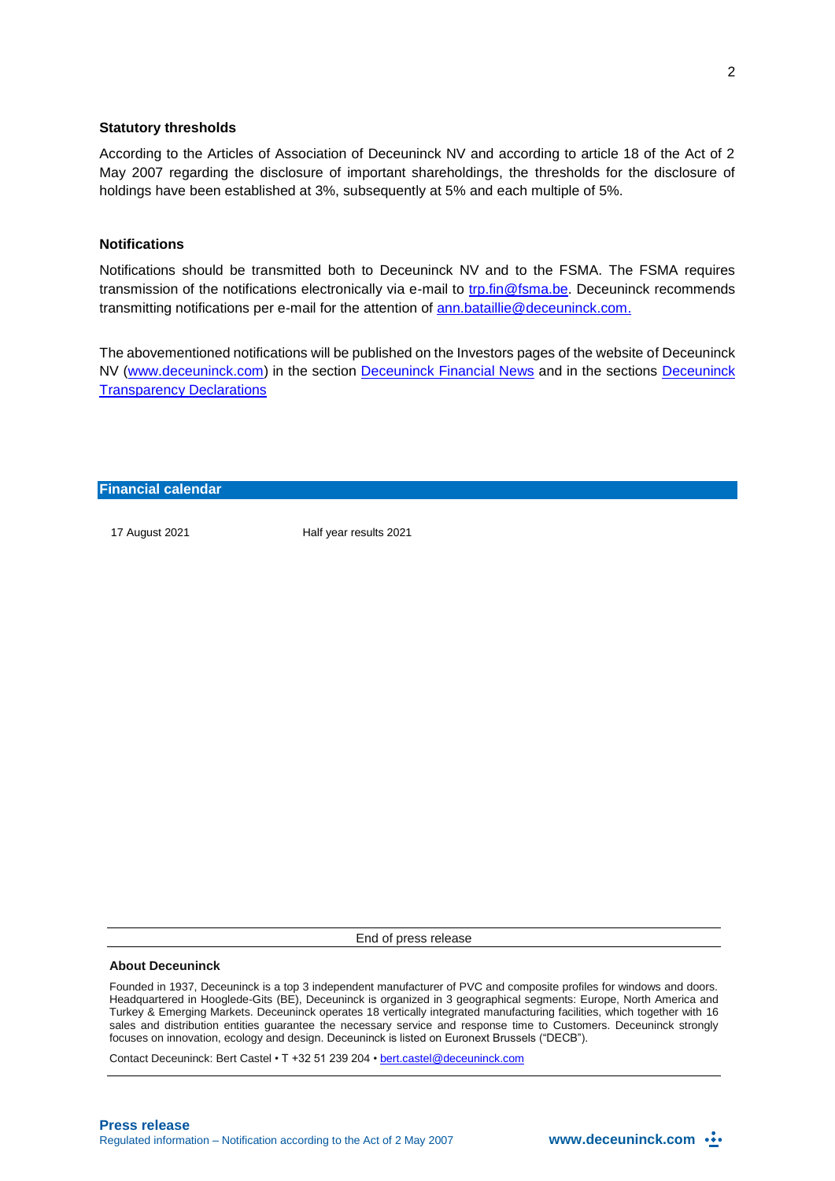### Statutory thresholds

According to the Articles of Association of Deceuninck NV and according to article 18 of the Act of 2 May 2007 regarding the disclosure of important shareholdings, the thresholds for the disclosure of holdings have been established at 3%, subsequently at 5% and each multiple of 5%.

### Notifications

Notifications should be transmitted both to Deceuninck NV and to the FSMA. The FSMA requires transmission of the notifications electronically via e-mail to trp.fin@fsma.be. Deceuninck recommends transmitting notifications per e-mail for the attention of ann.bataillie@deceuninck.com.

The abovementioned notifications will be published on the Investors pages of the website of Deceuninck NV (www.deceuninck.com) in the section Deceuninck Financial News and in the sections Deceuninck Transparency Declarations

## Financial calendar

| | |
|---|---|
| 17 August 2021 | Half year results 2021 |

End of press release

### About Deceuninck

Founded in 1937, Deceuninck is a top 3 independent manufacturer of PVC and composite profiles for windows and doors. Headquartered in Hooglede-Gits (BE), Deceuninck is organized in 3 geographical segments: Europe, North America and Turkey & Emerging Markets. Deceuninck operates 18 vertically integrated manufacturing facilities, which together with 16 sales and distribution entities guarantee the necessary service and response time to Customers. Deceuninck strongly focuses on innovation, ecology and design. Deceuninck is listed on Euronext Brussels ("DECB").

Contact Deceuninck: Bert Castel • T +32 51 239 204 • bert.castel@deceuninck.com